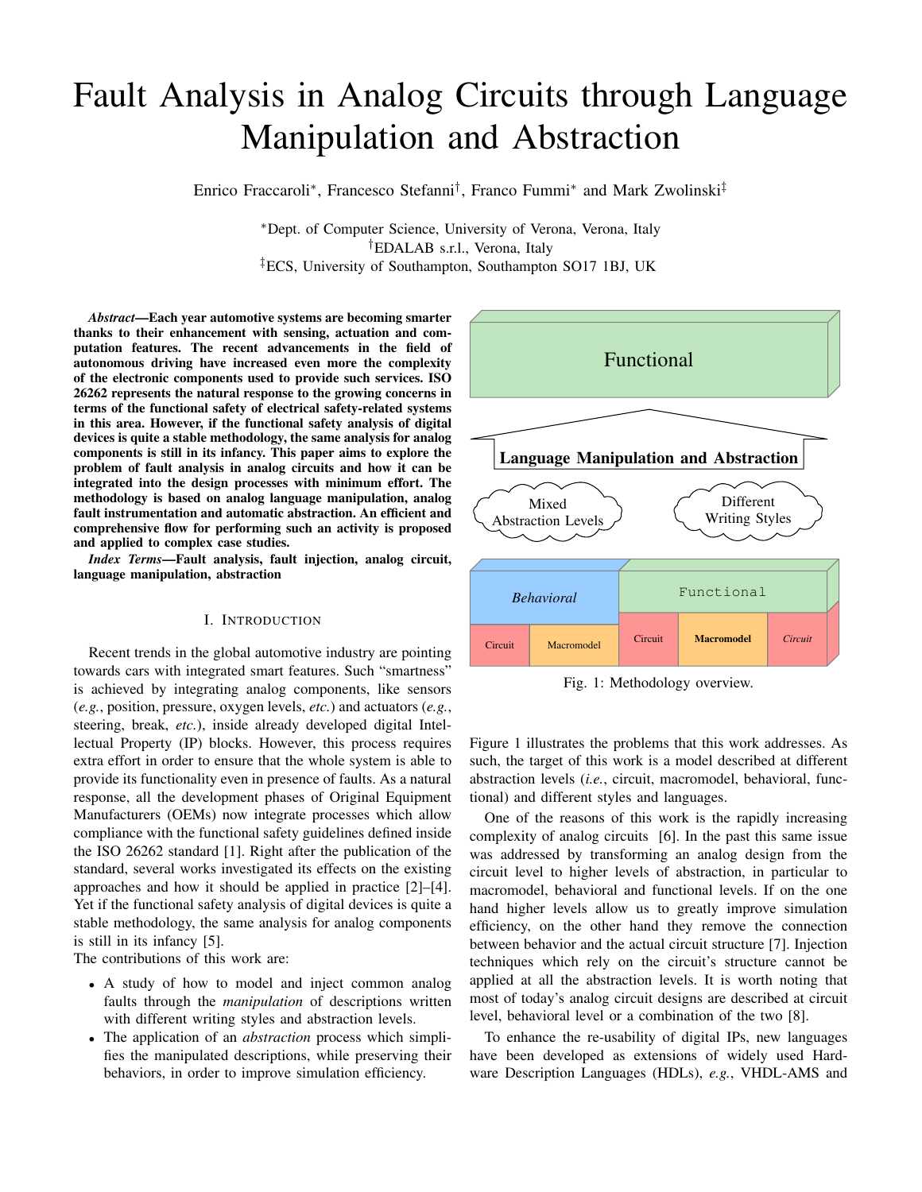# Fault Analysis in Analog Circuits through Language Manipulation and Abstraction

Enrico Fraccaroli*, Francesco Stefanni†, Franco Fummi* and Mark Zwolinski‡

*Dept. of Computer Science, University of Verona, Verona, Italy
†EDALAB s.r.l., Verona, Italy
‡ECS, University of Southampton, Southampton SO17 1BJ, UK

***Abstract*—Each year automotive systems are becoming smarter thanks to their enhancement with sensing, actuation and computation features. The recent advancements in the field of autonomous driving have increased even more the complexity of the electronic components used to provide such services. ISO 26262 represents the natural response to the growing concerns in terms of the functional safety of electrical safety-related systems in this area. However, if the functional safety analysis of digital devices is quite a stable methodology, the same analysis for analog components is still in its infancy. This paper aims to explore the problem of fault analysis in analog circuits and how it can be integrated into the design processes with minimum effort. The methodology is based on analog language manipulation, analog fault instrumentation and automatic abstraction. An efficient and comprehensive flow for performing such an activity is proposed and applied to complex case studies.**

***Index Terms*—Fault analysis, fault injection, analog circuit, language manipulation, abstraction**

## I. Introduction

Recent trends in the global automotive industry are pointing towards cars with integrated smart features. Such "smartness" is achieved by integrating analog components, like sensors (*e.g.*, position, pressure, oxygen levels, *etc.*) and actuators (*e.g.*, steering, break, *etc.*), inside already developed digital Intellectual Property (IP) blocks. However, this process requires extra effort in order to ensure that the whole system is able to provide its functionality even in presence of faults. As a natural response, all the development phases of Original Equipment Manufacturers (OEMs) now integrate processes which allow compliance with the functional safety guidelines defined inside the ISO 26262 standard [1]. Right after the publication of the standard, several works investigated its effects on the existing approaches and how it should be applied in practice [2]–[4]. Yet if the functional safety analysis of digital devices is quite a stable methodology, the same analysis for analog components is still in its infancy [5].

The contributions of this work are:

- A study of how to model and inject common analog faults through the *manipulation* of descriptions written with different writing styles and abstraction levels.
- The application of an *abstraction* process which simplifies the manipulated descriptions, while preserving their behaviors, in order to improve simulation efficiency.

Functional

Language Manipulation and Abstraction

Mixed Abstraction Levels

Different Writing Styles

Behavioral

Functional

Circuit

Macromodel

Circuit

Macromodel

Circuit

Fig. 1: Methodology overview.

Figure 1 illustrates the problems that this work addresses. As such, the target of this work is a model described at different abstraction levels (*i.e.*, circuit, macromodel, behavioral, functional) and different styles and languages.

One of the reasons of this work is the rapidly increasing complexity of analog circuits [6]. In the past this same issue was addressed by transforming an analog design from the circuit level to higher levels of abstraction, in particular to macromodel, behavioral and functional levels. If on the one hand higher levels allow us to greatly improve simulation efficiency, on the other hand they remove the connection between behavior and the actual circuit structure [7]. Injection techniques which rely on the circuit's structure cannot be applied at all the abstraction levels. It is worth noting that most of today's analog circuit designs are described at circuit level, behavioral level or a combination of the two [8].

To enhance the re-usability of digital IPs, new languages have been developed as extensions of widely used Hardware Description Languages (HDLs), *e.g.*, VHDL-AMS and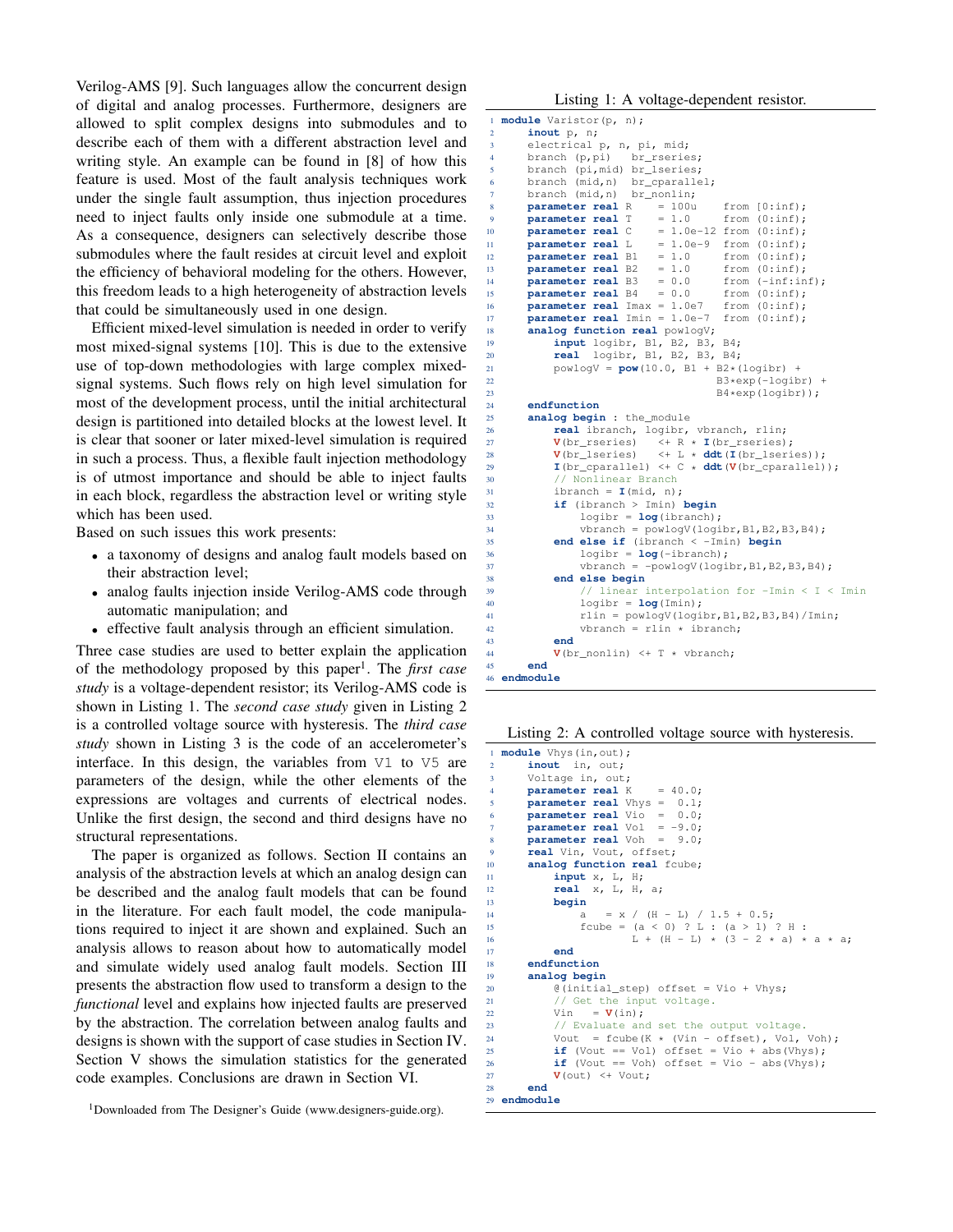Verilog-AMS [9]. Such languages allow the concurrent design of digital and analog processes. Furthermore, designers are allowed to split complex designs into submodules and to describe each of them with a different abstraction level and writing style. An example can be found in [8] of how this feature is used. Most of the fault analysis techniques work under the single fault assumption, thus injection procedures need to inject faults only inside one submodule at a time. As a consequence, designers can selectively describe those submodules where the fault resides at circuit level and exploit the efficiency of behavioral modeling for the others. However, this freedom leads to a high heterogeneity of abstraction levels that could be simultaneously used in one design.

Efficient mixed-level simulation is needed in order to verify most mixed-signal systems [10]. This is due to the extensive use of top-down methodologies with large complex mixed-signal systems. Such flows rely on high level simulation for most of the development process, until the initial architectural design is partitioned into detailed blocks at the lowest level. It is clear that sooner or later mixed-level simulation is required in such a process. Thus, a flexible fault injection methodology is of utmost importance and should be able to inject faults in each block, regardless the abstraction level or writing style which has been used.

Based on such issues this work presents:

- a taxonomy of designs and analog fault models based on their abstraction level;
- analog faults injection inside Verilog-AMS code through automatic manipulation; and
- effective fault analysis through an efficient simulation.

Three case studies are used to better explain the application of the methodology proposed by this paper[1]. The *first case study* is a voltage-dependent resistor; its Verilog-AMS code is shown in Listing 1. The *second case study* given in Listing 2 is a controlled voltage source with hysteresis. The *third case study* shown in Listing 3 is the code of an accelerometer's interface. In this design, the variables from V1 to V5 are parameters of the design, while the other elements of the expressions are voltages and currents of electrical nodes. Unlike the first design, the second and third designs have no structural representations.

The paper is organized as follows. Section II contains an analysis of the abstraction levels at which an analog design can be described and the analog fault models that can be found in the literature. For each fault model, the code manipulations required to inject it are shown and explained. Such an analysis allows to reason about how to automatically model and simulate widely used analog fault models. Section III presents the abstraction flow used to transform a design to the *functional* level and explains how injected faults are preserved by the abstraction. The correlation between analog faults and designs is shown with the support of case studies in Section IV. Section V shows the simulation statistics for the generated code examples. Conclusions are drawn in Section VI.

[1] Downloaded from The Designer's Guide (www.designers-guide.org).

Listing 1: A voltage-dependent resistor.

```
1  module Varistor(p, n);
2      inout p, n;
3      electrical p, n, pi, mid;
4      branch (p,pi)   br_rseries;
5      branch (pi,mid) br_lseries;
6      branch (mid,n)  br_cparallel;
7      branch (mid,n)  br_nonlin;
8      parameter real R    = 100u    from [0:inf);
9      parameter real T    = 1.0     from (0:inf);
10     parameter real C    = 1.0e-12 from (0:inf);
11     parameter real L    = 1.0e-9  from (0:inf);
12     parameter real B1   = 1.0     from (0:inf);
13     parameter real B2   = 1.0     from (0:inf);
14     parameter real B3   = 0.0     from (-inf:inf);
15     parameter real B4   = 0.0     from (0:inf);
16     parameter real Imax = 1.0e7   from (0:inf);
17     parameter real Imin = 1.0e-7  from (0:inf);
18     analog function real powlogV;
19         input logibr, B1, B2, B3, B4;
20         real  logibr, B1, B2, B3, B4;
21         powlogV = pow(10.0, B1 + B2*(logibr) +
22                               B3*exp(-logibr) +
23                               B4*exp(logibr));
24     endfunction
25     analog begin : the_module
26         real ibranch, logibr, vbranch, rlin;
27         V(br_rseries)   <+ R * I(br_rseries);
28         V(br_lseries)   <+ L * ddt(I(br_lseries));
29         I(br_cparallel) <+ C * ddt(V(br_cparallel));
30         // Nonlinear Branch
31         ibranch = I(mid, n);
32         if (ibranch > Imin) begin
33             logibr = log(ibranch);
34             vbranch = powlogV(logibr,B1,B2,B3,B4);
35         end else if (ibranch < -Imin) begin
36             logibr = log(-ibranch);
37             vbranch = -powlogV(logibr,B1,B2,B3,B4);
38         end else begin
39             // linear interpolation for -Imin < I < Imin
40             logibr = log(Imin);
41             rlin = powlogV(logibr,B1,B2,B3,B4)/Imin;
42             vbranch = rlin * ibranch;
43         end
44         V(br_nonlin) <+ T * vbranch;
45     end
46 endmodule
```

Listing 2: A controlled voltage source with hysteresis.

```
1  module Vhys(in,out);
2      inout  in, out;
3      Voltage in, out;
4      parameter real K    = 40.0;
5      parameter real Vhys =  0.1;
6      parameter real Vio  =  0.0;
7      parameter real Vol  = -9.0;
8      parameter real Voh  =  9.0;
9      real Vin, Vout, offset;
10     analog function real fcube;
11         input x, L, H;
12         real  x, L, H, a;
13         begin
14             a    = x / (H - L) / 1.5 + 0.5;
15             fcube = (a < 0) ? L : (a > 1) ? H :
16                     L + (H - L) * (3 - 2 * a) * a * a;
17         end
18     endfunction
19     analog begin
20         @(initial_step) offset = Vio + Vhys;
21         // Get the input voltage.
22         Vin   = V(in);
23         // Evaluate and set the output voltage.
24         Vout  = fcube(K * (Vin - offset), Vol, Voh);
25         if (Vout == Vol) offset = Vio + abs(Vhys);
26         if (Vout == Voh) offset = Vio - abs(Vhys);
27         V(out) <+ Vout;
28     end
29 endmodule
```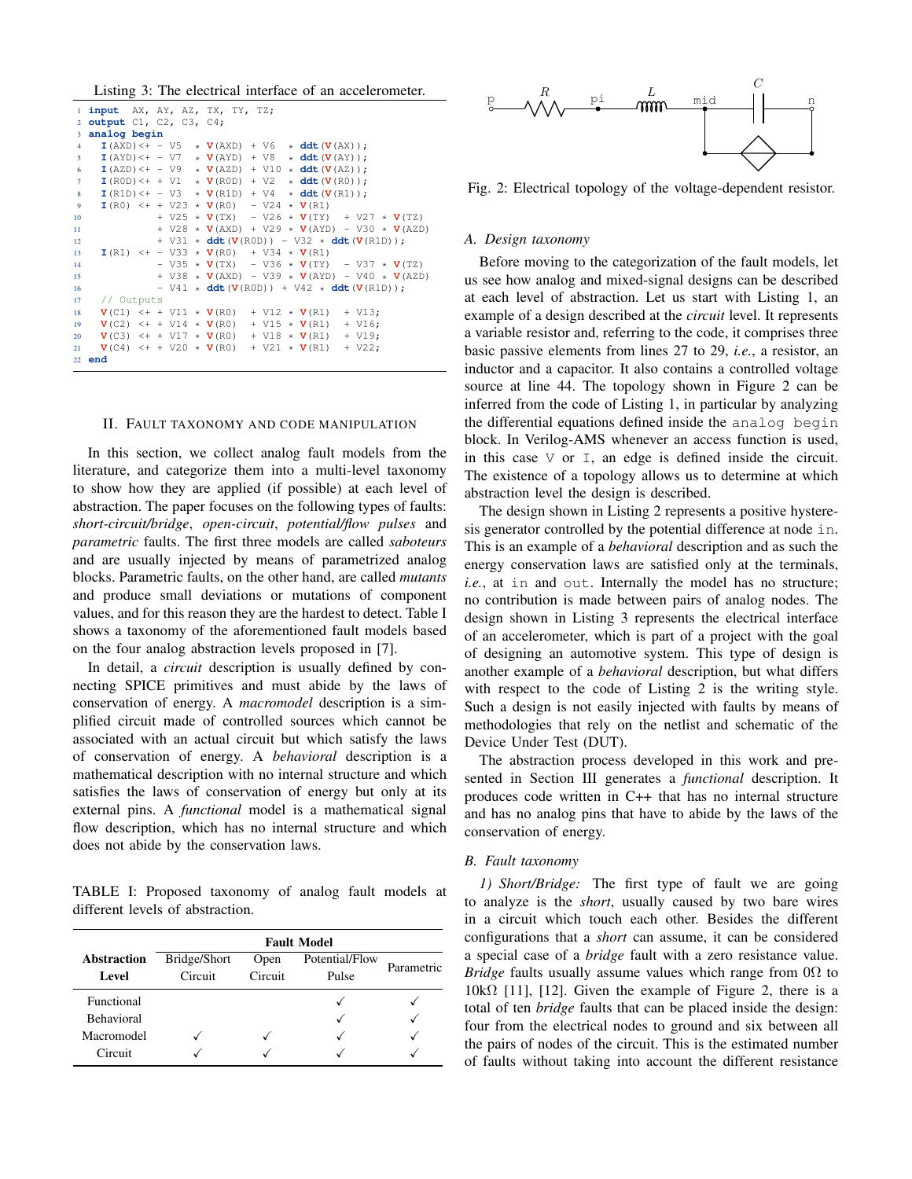Listing 3: The electrical interface of an accelerometer.

```
1  input  AX, AY, AZ, TX, TY, TZ;
2  output C1, C2, C3, C4;
3  analog begin
4    I(AXD)<+ - V5  * V(AXD) + V6  * ddt(V(AX));
5    I(AYD)<+ - V7  * V(AYD) + V8  * ddt(V(AY));
6    I(AZD)<+ - V9  * V(AZD) + V10 * ddt(V(AZ));
7    I(R0D)<+ + V1  * V(R0D) + V2  * ddt(V(R0));
8    I(R1D)<+ - V3  * V(R1D) + V4  * ddt(V(R1));
9    I(R0) <+ + V23 * V(R0)  - V24 * V(R1)
10           + V25 * V(TX)  - V26 * V(TY)  + V27 * V(TZ)
11           + V28 * V(AXD) + V29 * V(AYD) - V30 * V(AZD)
12           + V31 * ddt(V(R0D)) - V32 * ddt(V(R1D));
13   I(R1) <+ - V33 * V(R0)  + V34 * V(R1)
14           - V35 * V(TX)  - V36 * V(TY)  - V37 * V(TZ)
15           + V38 * V(AXD) - V39 * V(AYD) - V40 * V(AZD)
16           - V41 * ddt(V(R0D)) + V42 * ddt(V(R1D));
17   // Outputs
18   V(C1) <+ + V11 * V(R0)  + V12 * V(R1)  + V13;
19   V(C2) <+ + V14 * V(R0)  + V15 * V(R1)  + V16;
20   V(C3) <+ + V17 * V(R0)  + V18 * V(R1)  + V19;
21   V(C4) <+ + V20 * V(R0)  + V21 * V(R1)  + V22;
22 end
```

## II. Fault Taxonomy and Code Manipulation

In this section, we collect analog fault models from the literature, and categorize them into a multi-level taxonomy to show how they are applied (if possible) at each level of abstraction. The paper focuses on the following types of faults: *short-circuit/bridge*, *open-circuit*, *potential/flow pulses* and *parametric* faults. The first three models are called *saboteurs* and are usually injected by means of parametrized analog blocks. Parametric faults, on the other hand, are called *mutants* and produce small deviations or mutations of component values, and for this reason they are the hardest to detect. Table I shows a taxonomy of the aforementioned fault models based on the four analog abstraction levels proposed in [7].

In detail, a *circuit* description is usually defined by connecting SPICE primitives and must abide by the laws of conservation of energy. A *macromodel* description is a simplified circuit made of controlled sources which cannot be associated with an actual circuit but which satisfy the laws of conservation of energy. A *behavioral* description is a mathematical description with no internal structure and which satisfies the laws of conservation of energy but only at its external pins. A *functional* model is a mathematical signal flow description, which has no internal structure and which does not abide by the conservation laws.

TABLE I: Proposed taxonomy of analog fault models at different levels of abstraction.

| Abstraction Level | Fault Model | | | |
|---|---|---|---|---|
| | Bridge/Short Circuit | Open Circuit | Potential/Flow Pulse | Parametric |
| Functional | | | ✓ | ✓ |
| Behavioral | | | ✓ | ✓ |
| Macromodel | ✓ | ✓ | ✓ | ✓ |
| Circuit | ✓ | ✓ | ✓ | ✓ |

p — R — pi — L — mid — C — n

Fig. 2: Electrical topology of the voltage-dependent resistor.

### A. Design taxonomy

Before moving to the categorization of the fault models, let us see how analog and mixed-signal designs can be described at each level of abstraction. Let us start with Listing 1, an example of a design described at the *circuit* level. It represents a variable resistor and, referring to the code, it comprises three basic passive elements from lines 27 to 29, *i.e.*, a resistor, an inductor and a capacitor. It also contains a controlled voltage source at line 44. The topology shown in Figure 2 can be inferred from the code of Listing 1, in particular by analyzing the differential equations defined inside the `analog begin` block. In Verilog-AMS whenever an access function is used, in this case `V` or `I`, an edge is defined inside the circuit. The existence of a topology allows us to determine at which abstraction level the design is described.

The design shown in Listing 2 represents a positive hysteresis generator controlled by the potential difference at node `in`. This is an example of a *behavioral* description and as such the energy conservation laws are satisfied only at the terminals, *i.e.*, at `in` and `out`. Internally the model has no structure; no contribution is made between pairs of analog nodes. The design shown in Listing 3 represents the electrical interface of an accelerometer, which is part of a project with the goal of designing an automotive system. This type of design is another example of a *behavioral* description, but what differs with respect to the code of Listing 2 is the writing style. Such a design is not easily injected with faults by means of methodologies that rely on the netlist and schematic of the Device Under Test (DUT).

The abstraction process developed in this work and presented in Section III generates a *functional* description. It produces code written in C++ that has no internal structure and has no analog pins that have to abide by the laws of the conservation of energy.

### B. Fault taxonomy

*1) Short/Bridge:* The first type of fault we are going to analyze is the *short*, usually caused by two bare wires in a circuit which touch each other. Besides the different configurations that a *short* can assume, it can be considered a special case of a *bridge* fault with a zero resistance value. *Bridge* faults usually assume values which range from $0\Omega$ to $10k\Omega$ [11], [12]. Given the example of Figure 2, there is a total of ten *bridge* faults that can be placed inside the design: four from the electrical nodes to ground and six between all the pairs of nodes of the circuit. This is the estimated number of faults without taking into account the different resistance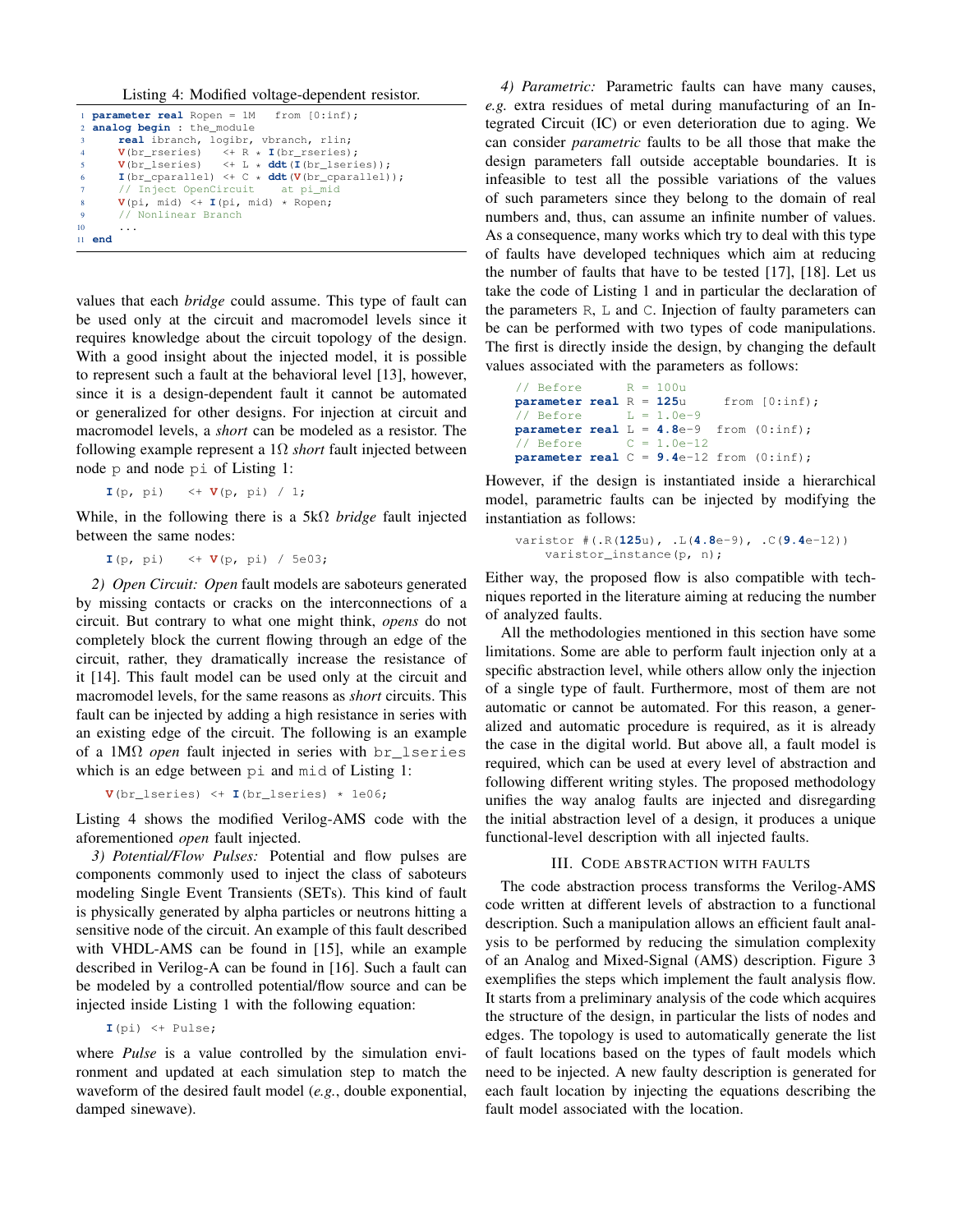Listing 4: Modified voltage-dependent resistor.

```
1  parameter real Ropen = 1M   from [0:inf);
2  analog begin : the_module
3      real ibranch, logibr, vbranch, rlin;
4      V(br_rseries)   <+ R * I(br_rseries);
5      V(br_lseries)   <+ L * ddt(I(br_lseries));
6      I(br_cparallel) <+ C * ddt(V(br_cparallel));
7      // Inject OpenCircuit    at pi_mid
8      V(pi, mid) <+ I(pi, mid) * Ropen;
9      // Nonlinear Branch
10     ...
11 end
```

values that each *bridge* could assume. This type of fault can be used only at the circuit and macromodel levels since it requires knowledge about the circuit topology of the design. With a good insight about the injected model, it is possible to represent such a fault at the behavioral level [13], however, since it is a design-dependent fault it cannot be automated or generalized for other designs. For injection at circuit and macromodel levels, a *short* can be modeled as a resistor. The following example represent a $1\Omega$ *short* fault injected between node p and node pi of Listing 1:

```
I(p, pi)    <+ V(p, pi) / 1;
```

While, in the following there is a $5k\Omega$ *bridge* fault injected between the same nodes:

```
I(p, pi)    <+ V(p, pi) / 5e03;
```

*2) Open Circuit: Open* fault models are saboteurs generated by missing contacts or cracks on the interconnections of a circuit. But contrary to what one might think, *opens* do not completely block the current flowing through an edge of the circuit, rather, they dramatically increase the resistance of it [14]. This fault model can be used only at the circuit and macromodel levels, for the same reasons as *short* circuits. This fault can be injected by adding a high resistance in series with an existing edge of the circuit. The following is an example of a $1M\Omega$ *open* fault injected in series with br_lseries which is an edge between pi and mid of Listing 1:

```
V(br_lseries) <+ I(br_lseries) * 1e06;
```

Listing 4 shows the modified Verilog-AMS code with the aforementioned *open* fault injected.

*3) Potential/Flow Pulses:* Potential and flow pulses are components commonly used to inject the class of saboteurs modeling Single Event Transients (SETs). This kind of fault is physically generated by alpha particles or neutrons hitting a sensitive node of the circuit. An example of this fault described with VHDL-AMS can be found in [15], while an example described in Verilog-A can be found in [16]. Such a fault can be modeled by a controlled potential/flow source and can be injected inside Listing 1 with the following equation:

```
I(pi) <+ Pulse;
```

where *Pulse* is a value controlled by the simulation environment and updated at each simulation step to match the waveform of the desired fault model (*e.g.*, double exponential, damped sinewave).

*4) Parametric:* Parametric faults can have many causes, *e.g.* extra residues of metal during manufacturing of an Integrated Circuit (IC) or even deterioration due to aging. We can consider *parametric* faults to be all those that make the design parameters fall outside acceptable boundaries. It is infeasible to test all the possible variations of the values of such parameters since they belong to the domain of real numbers and, thus, can assume an infinite number of values. As a consequence, many works which try to deal with this type of faults have developed techniques which aim at reducing the number of faults that have to be tested [17], [18]. Let us take the code of Listing 1 and in particular the declaration of the parameters R, L and C. Injection of faulty parameters can be can be performed with two types of code manipulations. The first is directly inside the design, by changing the default values associated with the parameters as follows:

```
// Before      R = 100u
parameter real R = 125u     from [0:inf);
// Before      L = 1.0e-9
parameter real L = 4.8e-9  from (0:inf);
// Before      C = 1.0e-12
parameter real C = 9.4e-12 from (0:inf);
```

However, if the design is instantiated inside a hierarchical model, parametric faults can be injected by modifying the instantiation as follows:

```
varistor #(.R(125u), .L(4.8e-9), .C(9.4e-12))
    varistor_instance(p, n);
```

Either way, the proposed flow is also compatible with techniques reported in the literature aiming at reducing the number of analyzed faults.

All the methodologies mentioned in this section have some limitations. Some are able to perform fault injection only at a specific abstraction level, while others allow only the injection of a single type of fault. Furthermore, most of them are not automatic or cannot be automated. For this reason, a generalized and automatic procedure is required, as it is already the case in the digital world. But above all, a fault model is required, which can be used at every level of abstraction and following different writing styles. The proposed methodology unifies the way analog faults are injected and disregarding the initial abstraction level of a design, it produces a unique functional-level description with all injected faults.

## III. Code Abstraction with Faults

The code abstraction process transforms the Verilog-AMS code written at different levels of abstraction to a functional description. Such a manipulation allows an efficient fault analysis to be performed by reducing the simulation complexity of an Analog and Mixed-Signal (AMS) description. Figure 3 exemplifies the steps which implement the fault analysis flow. It starts from a preliminary analysis of the code which acquires the structure of the design, in particular the lists of nodes and edges. The topology is used to automatically generate the list of fault locations based on the types of fault models which need to be injected. A new faulty description is generated for each fault location by injecting the equations describing the fault model associated with the location.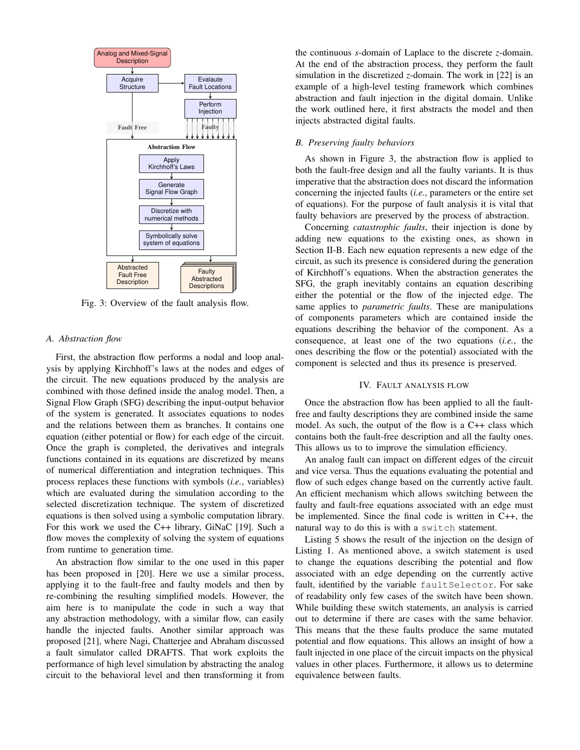Analog and Mixed-Signal Description

Acquire Structure

Evalaute Fault Locations

Perform Injection

Fault Free

Faulty

Abstraction Flow

Apply Kirchhoff's Laws

Generate Signal Flow Graph

Discretize with numerical methods

Symbolically solve system of equations

Abstracted Fault Free Description

Faulty Abstracted Descriptions

Fig. 3: Overview of the fault analysis flow.

### A. Abstraction flow

First, the abstraction flow performs a nodal and loop analysis by applying Kirchhoff's laws at the nodes and edges of the circuit. The new equations produced by the analysis are combined with those defined inside the analog model. Then, a Signal Flow Graph (SFG) describing the input-output behavior of the system is generated. It associates equations to nodes and the relations between them as branches. It contains one equation (either potential or flow) for each edge of the circuit. Once the graph is completed, the derivatives and integrals functions contained in its equations are discretized by means of numerical differentiation and integration techniques. This process replaces these functions with symbols (*i.e.*, variables) which are evaluated during the simulation according to the selected discretization technique. The system of discretized equations is then solved using a symbolic computation library. For this work we used the C++ library, GiNaC [19]. Such a flow moves the complexity of solving the system of equations from runtime to generation time.

An abstraction flow similar to the one used in this paper has been proposed in [20]. Here we use a similar process, applying it to the fault-free and faulty models and then by re-combining the resulting simplified models. However, the aim here is to manipulate the code in such a way that any abstraction methodology, with a similar flow, can easily handle the injected faults. Another similar approach was proposed [21], where Nagi, Chatterjee and Abraham discussed a fault simulator called DRAFTS. That work exploits the performance of high level simulation by abstracting the analog circuit to the behavioral level and then transforming it from the continuous *s*-domain of Laplace to the discrete *z*-domain. At the end of the abstraction process, they perform the fault simulation in the discretized *z*-domain. The work in [22] is an example of a high-level testing framework which combines abstraction and fault injection in the digital domain. Unlike the work outlined here, it first abstracts the model and then injects abstracted digital faults.

### B. Preserving faulty behaviors

As shown in Figure 3, the abstraction flow is applied to both the fault-free design and all the faulty variants. It is thus imperative that the abstraction does not discard the information concerning the injected faults (*i.e.*, parameters or the entire set of equations). For the purpose of fault analysis it is vital that faulty behaviors are preserved by the process of abstraction.

Concerning *catastrophic faults*, their injection is done by adding new equations to the existing ones, as shown in Section II-B. Each new equation represents a new edge of the circuit, as such its presence is considered during the generation of Kirchhoff's equations. When the abstraction generates the SFG, the graph inevitably contains an equation describing either the potential or the flow of the injected edge. The same applies to *parametric faults*. These are manipulations of components parameters which are contained inside the equations describing the behavior of the component. As a consequence, at least one of the two equations (*i.e.*, the ones describing the flow or the potential) associated with the component is selected and thus its presence is preserved.

## IV. Fault analysis flow

Once the abstraction flow has been applied to all the fault-free and faulty descriptions they are combined inside the same model. As such, the output of the flow is a C++ class which contains both the fault-free description and all the faulty ones. This allows us to to improve the simulation efficiency.

An analog fault can impact on different edges of the circuit and vice versa. Thus the equations evaluating the potential and flow of such edges change based on the currently active fault. An efficient mechanism which allows switching between the faulty and fault-free equations associated with an edge must be implemented. Since the final code is written in C++, the natural way to do this is with a `switch` statement.

Listing 5 shows the result of the injection on the design of Listing 1. As mentioned above, a switch statement is used to change the equations describing the potential and flow associated with an edge depending on the currently active fault, identified by the variable `faultSelector`. For sake of readability only few cases of the switch have been shown. While building these switch statements, an analysis is carried out to determine if there are cases with the same behavior. This means that the these faults produce the same mutated potential and flow equations. This allows an insight of how a fault injected in one place of the circuit impacts on the physical values in other places. Furthermore, it allows us to determine equivalence between faults.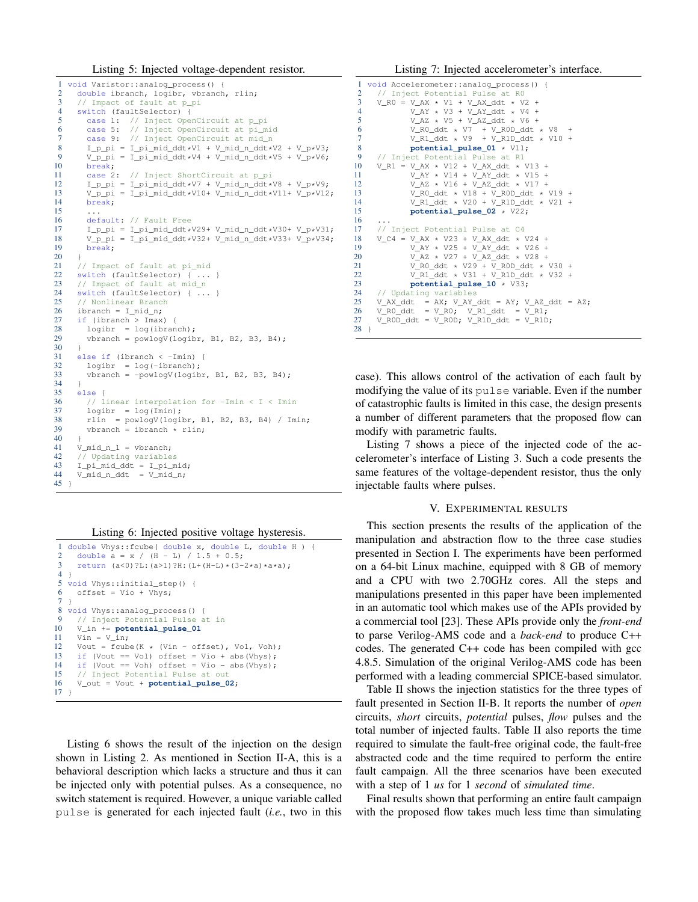Listing 5: Injected voltage-dependent resistor.

```
1  void Varistor::analog_process() {
2    double ibranch, logibr, vbranch, rlin;
3    // Impact of fault at p_pi
4    switch (faultSelector) {
5      case 1:  // Inject OpenCircuit at p_pi
6      case 5:  // Inject OpenCircuit at pi_mid
7      case 9:  // Inject OpenCircuit at mid_n
8      I_p_pi = I_pi_mid_ddt*V1 + V_mid_n_ddt*V2 + V_p*V3;
9      V_p_pi = I_pi_mid_ddt*V4 + V_mid_n_ddt*V5 + V_p*V6;
10     break;
11     case 2:  // Inject ShortCircuit at p_pi
12     I_p_pi = I_pi_mid_ddt*V7 + V_mid_n_ddt*V8 + V_p*V9;
13     V_p_pi = I_pi_mid_ddt*V10+ V_mid_n_ddt*V11+ V_p*V12;
14     break;
15     ...
16     default: // Fault Free
17     I_p_pi = I_pi_mid_ddt*V29+ V_mid_n_ddt*V30+ V_p*V31;
18     V_p_pi = I_pi_mid_ddt*V32+ V_mid_n_ddt*V33+ V_p*V34;
19     break;
20   }
21   // Impact of fault at pi_mid
22   switch (faultSelector) { ... }
23   // Impact of fault at mid_n
24   switch (faultSelector) { ... }
25   // Nonlinear Branch
26   ibranch = I_mid_n;
27   if (ibranch > Imax) {
28     logibr  = log(ibranch);
29     vbranch = powlogV(logibr, B1, B2, B3, B4);
30   }
31   else if (ibranch < -Imin) {
32     logibr  = log(-ibranch);
33     vbranch = -powlogV(logibr, B1, B2, B3, B4);
34   }
35   else {
36     // linear interpolation for -Imin < I < Imin
37     logibr  = log(Imin);
38     rlin  = powlogV(logibr, B1, B2, B3, B4) / Imin;
39     vbranch = ibranch * rlin;
40   }
41   V_mid_n_1 = vbranch;
42   // Updating variables
43   I_pi_mid_ddt = I_pi_mid;
44   V_mid_n_ddt  = V_mid_n;
45 }
```

Listing 6: Injected positive voltage hysteresis.

```
1  double Vhys::fcube( double x, double L, double H ) {
2    double a = x / (H - L) / 1.5 + 0.5;
3    return (a<0)?L:(a>1)?H:(L+(H-L)*(3-2*a)*a*a);
4  }
5  void Vhys::initial_step() {
6    offset = Vio + Vhys;
7  }
8  void Vhys::analog_process() {
9    // Inject Potential Pulse at in
10   V_in += potential_pulse_01
11   Vin = V_in;
12   Vout = fcube(K * (Vin - offset), Vol, Voh);
13   if (Vout == Vol) offset = Vio + abs(Vhys);
14   if (Vout == Voh) offset = Vio - abs(Vhys);
15   // Inject Potential Pulse at out
16   V_out = Vout + potential_pulse_02;
17 }
```

Listing 6 shows the result of the injection on the design shown in Listing 2. As mentioned in Section II-A, this is a behavioral description which lacks a structure and thus it can be injected only with potential pulses. As a consequence, no switch statement is required. However, a unique variable called `pulse` is generated for each injected fault (*i.e.*, two in this case). This allows control of the activation of each fault by modifying the value of its `pulse` variable. Even if the number of catastrophic faults is limited in this case, the design presents a number of different parameters that the proposed flow can modify with parametric faults.

Listing 7: Injected accelerometer's interface.

```
1  void Accelerometer::analog_process() {
2    // Inject Potential Pulse at R0
3    V_R0 = V_AX * V1 + V_AX_ddt * V2 +
4           V_AY * V3 + V_AY_ddt * V4 +
5           V_AZ * V5 + V_AZ_ddt * V6 +
6           V_R0_ddt * V7  + V_R0D_ddt * V8  +
7           V_R1_ddt * V9  + V_R1D_ddt * V10 +
8           potential_pulse_01 * V11;
9    // Inject Potential Pulse at R1
10   V_R1 = V_AX * V12 + V_AX_ddt * V13 +
11          V_AY * V14 + V_AY_ddt * V15 +
12          V_AZ * V16 + V_AZ_ddt * V17 +
13          V_R0_ddt * V18 + V_R0D_ddt * V19 +
14          V_R1_ddt * V20 + V_R1D_ddt * V21 +
15          potential_pulse_02 * V22;
16   ...
17   // Inject Potential Pulse at C4
18   V_C4 = V_AX * V23 + V_AX_ddt * V24 +
19          V_AY * V25 + V_AY_ddt * V26 +
20          V_AZ * V27 + V_AZ_ddt * V28 +
21          V_R0_ddt * V29 + V_R0D_ddt * V30 +
22          V_R1_ddt * V31 + V_R1D_ddt * V32 +
23          potential_pulse_10 * V33;
24   // Updating variables
25   V_AX_ddt  = AX; V_AY_ddt = AY; V_AZ_ddt = AZ;
26   V_R0_ddt  = V_R0;  V_R1_ddt  = V_R1;
27   V_R0D_ddt = V_R0D; V_R1D_ddt = V_R1D;
28 }
```

Listing 7 shows a piece of the injected code of the accelerometer's interface of Listing 3. Such a code presents the same features of the voltage-dependent resistor, thus the only injectable faults where pulses.

## V. Experimental results

This section presents the results of the application of the manipulation and abstraction flow to the three case studies presented in Section I. The experiments have been performed on a 64-bit Linux machine, equipped with 8 GB of memory and a CPU with two 2.70GHz cores. All the steps and manipulations presented in this paper have been implemented in an automatic tool which makes use of the APIs provided by a commercial tool [23]. These APIs provide only the *front-end* to parse Verilog-AMS code and a *back-end* to produce C++ codes. The generated C++ code has been compiled with gcc 4.8.5. Simulation of the original Verilog-AMS code has been performed with a leading commercial SPICE-based simulator.

Table II shows the injection statistics for the three types of fault presented in Section II-B. It reports the number of *open* circuits, *short* circuits, *potential* pulses, *flow* pulses and the total number of injected faults. Table II also reports the time required to simulate the fault-free original code, the fault-free abstracted code and the time required to perform the entire fault campaign. All the three scenarios have been executed with a step of 1 *us* for 1 *second* of *simulated time*.

Final results shown that performing an entire fault campaign with the proposed flow takes much less time than simulating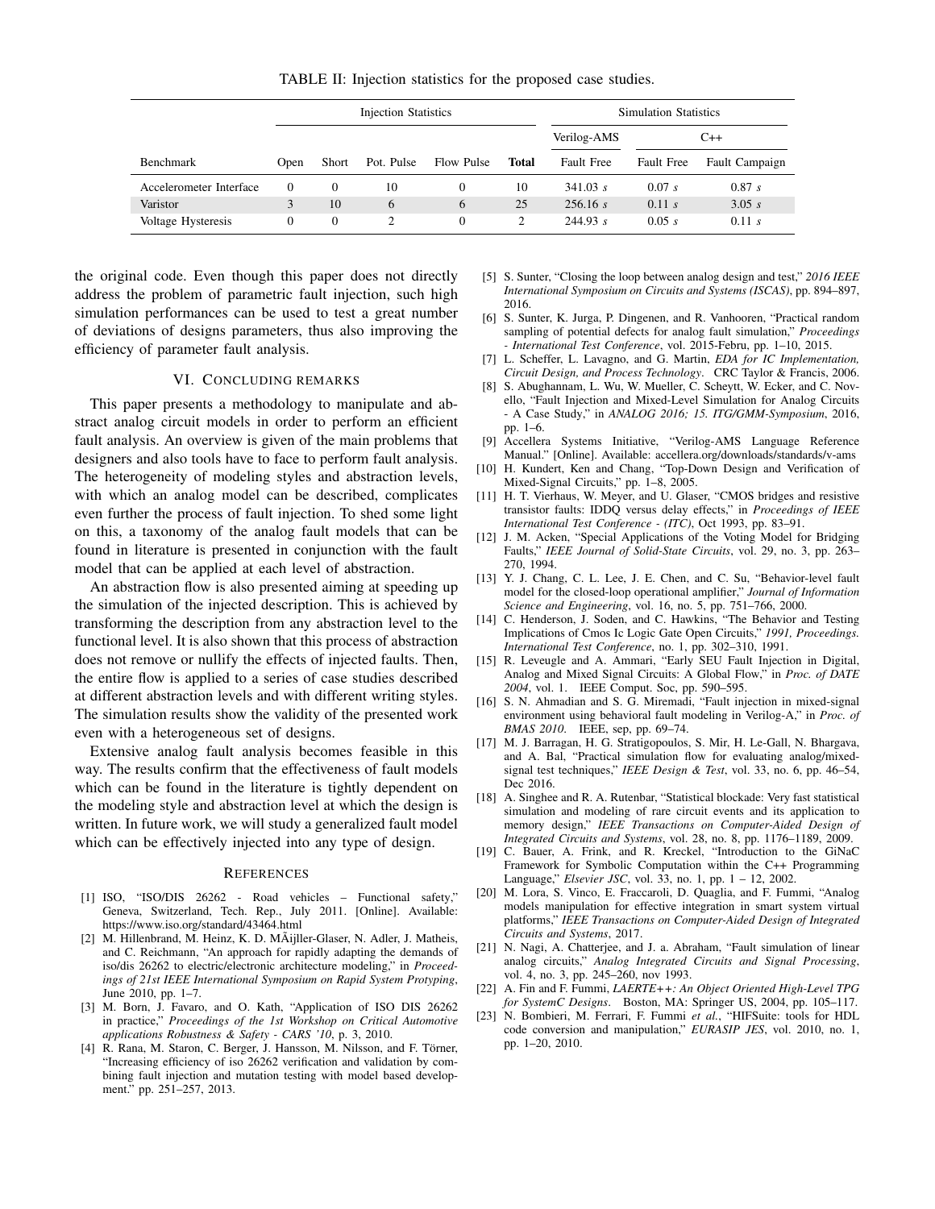TABLE II: Injection statistics for the proposed case studies.

| | Injection Statistics | | | | | Simulation Statistics | | |
|---|---|---|---|---|---|---|---|---|
| | | | | | | Verilog-AMS | C++ | |
| Benchmark | Open | Short | Pot. Pulse | Flow Pulse | **Total** | Fault Free | Fault Free | Fault Campaign |
| Accelerometer Interface | 0 | 0 | 10 | 0 | 10 | 341.03 *s* | 0.07 *s* | 0.87 *s* |
| Varistor | 3 | 10 | 6 | 6 | 25 | 256.16 *s* | 0.11 *s* | 3.05 *s* |
| Voltage Hysteresis | 0 | 0 | 2 | 0 | 2 | 244.93 *s* | 0.05 *s* | 0.11 *s* |

the original code. Even though this paper does not directly address the problem of parametric fault injection, such high simulation performances can be used to test a great number of deviations of designs parameters, thus also improving the efficiency of parameter fault analysis.

## VI. Concluding remarks

This paper presents a methodology to manipulate and abstract analog circuit models in order to perform an efficient fault analysis. An overview is given of the main problems that designers and also tools have to face to perform fault analysis. The heterogeneity of modeling styles and abstraction levels, with which an analog model can be described, complicates even further the process of fault injection. To shed some light on this, a taxonomy of the analog fault models that can be found in literature is presented in conjunction with the fault model that can be applied at each level of abstraction.

An abstraction flow is also presented aiming at speeding up the simulation of the injected description. This is achieved by transforming the description from any abstraction level to the functional level. It is also shown that this process of abstraction does not remove or nullify the effects of injected faults. Then, the entire flow is applied to a series of case studies described at different abstraction levels and with different writing styles. The simulation results show the validity of the presented work even with a heterogeneous set of designs.

Extensive analog fault analysis becomes feasible in this way. The results confirm that the effectiveness of fault models which can be found in the literature is tightly dependent on the modeling style and abstraction level at which the design is written. In future work, we will study a generalized fault model which can be effectively injected into any type of design.

## References

[1] ISO, "ISO/DIS 26262 - Road vehicles – Functional safety," Geneva, Switzerland, Tech. Rep., July 2011. [Online]. Available: https://www.iso.org/standard/43464.html

[2] M. Hillenbrand, M. Heinz, K. D. MÃijller-Glaser, N. Adler, J. Matheis, and C. Reichmann, "An approach for rapidly adapting the demands of iso/dis 26262 to electric/electronic architecture modeling," in *Proceedings of 21st IEEE International Symposium on Rapid System Protyping*, June 2010, pp. 1–7.

[3] M. Born, J. Favaro, and O. Kath, "Application of ISO DIS 26262 in practice," *Proceedings of the 1st Workshop on Critical Automotive applications Robustness & Safety - CARS '10*, p. 3, 2010.

[4] R. Rana, M. Staron, C. Berger, J. Hansson, M. Nilsson, and F. Törner, "Increasing efficiency of iso 26262 verification and validation by combining fault injection and mutation testing with model based development." pp. 251–257, 2013.

[5] S. Sunter, "Closing the loop between analog design and test," *2016 IEEE International Symposium on Circuits and Systems (ISCAS)*, pp. 894–897, 2016.

[6] S. Sunter, K. Jurga, P. Dingenen, and R. Vanhooren, "Practical random sampling of potential defects for analog fault simulation," *Proceedings - International Test Conference*, vol. 2015-Febru, pp. 1–10, 2015.

[7] L. Scheffer, L. Lavagno, and G. Martin, *EDA for IC Implementation, Circuit Design, and Process Technology*. CRC Taylor & Francis, 2006.

[8] S. Abughannam, L. Wu, W. Mueller, C. Scheytt, W. Ecker, and C. Novello, "Fault Injection and Mixed-Level Simulation for Analog Circuits - A Case Study," in *ANALOG 2016; 15. ITG/GMM-Symposium*, 2016, pp. 1–6.

[9] Accellera Systems Initiative, "Verilog-AMS Language Reference Manual." [Online]. Available: accellera.org/downloads/standards/v-ams

[10] H. Kundert, Ken and Chang, "Top-Down Design and Verification of Mixed-Signal Circuits," pp. 1–8, 2005.

[11] H. T. Vierhaus, W. Meyer, and U. Glaser, "CMOS bridges and resistive transistor faults: IDDQ versus delay effects," in *Proceedings of IEEE International Test Conference - (ITC)*, Oct 1993, pp. 83–91.

[12] J. M. Acken, "Special Applications of the Voting Model for Bridging Faults," *IEEE Journal of Solid-State Circuits*, vol. 29, no. 3, pp. 263–270, 1994.

[13] Y. J. Chang, C. L. Lee, J. E. Chen, and C. Su, "Behavior-level fault model for the closed-loop operational amplifier," *Journal of Information Science and Engineering*, vol. 16, no. 5, pp. 751–766, 2000.

[14] C. Henderson, J. Soden, and C. Hawkins, "The Behavior and Testing Implications of Cmos Ic Logic Gate Open Circuits," *1991, Proceedings. International Test Conference*, no. 1, pp. 302–310, 1991.

[15] R. Leveugle and A. Ammari, "Early SEU Fault Injection in Digital, Analog and Mixed Signal Circuits: A Global Flow," in *Proc. of DATE 2004*, vol. 1. IEEE Comput. Soc, pp. 590–595.

[16] S. N. Ahmadian and S. G. Miremadi, "Fault injection in mixed-signal environment using behavioral fault modeling in Verilog-A," in *Proc. of BMAS 2010*. IEEE, sep, pp. 69–74.

[17] M. J. Barragan, H. G. Stratigopoulos, S. Mir, H. Le-Gall, N. Bhargava, and A. Bal, "Practical simulation flow for evaluating analog/mixed-signal test techniques," *IEEE Design & Test*, vol. 33, no. 6, pp. 46–54, Dec 2016.

[18] A. Singhee and R. A. Rutenbar, "Statistical blockade: Very fast statistical simulation and modeling of rare circuit events and its application to memory design," *IEEE Transactions on Computer-Aided Design of Integrated Circuits and Systems*, vol. 28, no. 8, pp. 1176–1189, 2009.

[19] C. Bauer, A. Frink, and R. Kreckel, "Introduction to the GiNaC Framework for Symbolic Computation within the C++ Programming Language," *Elsevier JSC*, vol. 33, no. 1, pp. 1 – 12, 2002.

[20] M. Lora, S. Vinco, E. Fraccaroli, D. Quaglia, and F. Fummi, "Analog models manipulation for effective integration in smart system virtual platforms," *IEEE Transactions on Computer-Aided Design of Integrated Circuits and Systems*, 2017.

[21] N. Nagi, A. Chatterjee, and J. a. Abraham, "Fault simulation of linear analog circuits," *Analog Integrated Circuits and Signal Processing*, vol. 4, no. 3, pp. 245–260, nov 1993.

[22] A. Fin and F. Fummi, *LAERTE++: An Object Oriented High-Level TPG for SystemC Designs*. Boston, MA: Springer US, 2004, pp. 105–117.

[23] N. Bombieri, M. Ferrari, F. Fummi *et al.*, "HIFSuite: tools for HDL code conversion and manipulation," *EURASIP JES*, vol. 2010, no. 1, pp. 1–20, 2010.